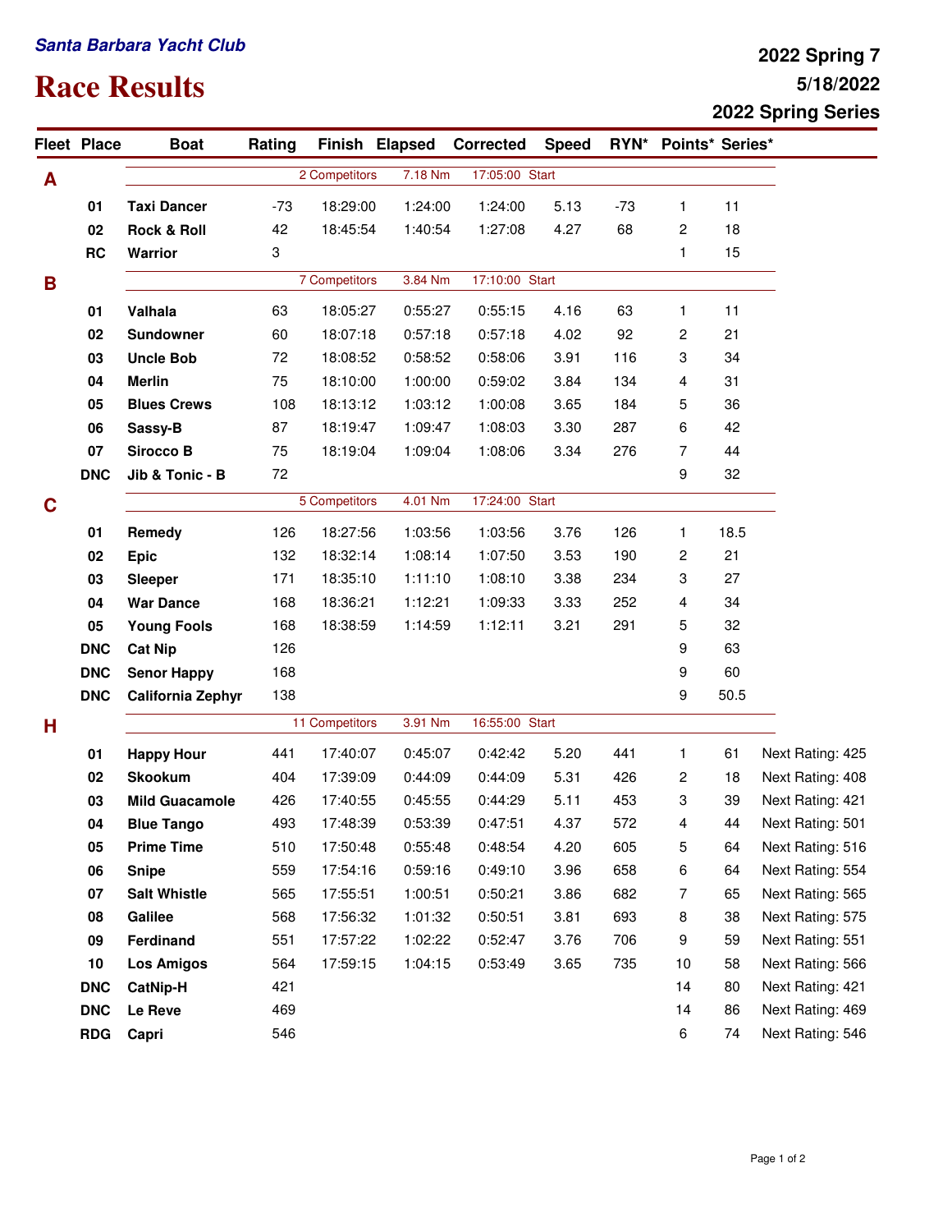*Santa Barbara Yacht Club*

# Race Results

**2022 Spring 7**
**5/18/2022**
**2022 Spring Series**

| Fleet | Place | Boat | Rating | Finish | Elapsed | Corrected | Speed | RYN* | Points* | Series* | |
|---|---|---|---|---|---|---|---|---|---|---|---|
| **A** | | | 2 Competitors | | 7.18 Nm | 17:05:00 Start | | | | | |
| | 01 | **Taxi Dancer** | -73 | 18:29:00 | 1:24:00 | 1:24:00 | 5.13 | -73 | 1 | 11 | |
| | 02 | **Rock & Roll** | 42 | 18:45:54 | 1:40:54 | 1:27:08 | 4.27 | 68 | 2 | 18 | |
| | RC | **Warrior** | 3 | | | | | | 1 | 15 | |
| **B** | | | 7 Competitors | | 3.84 Nm | 17:10:00 Start | | | | | |
| | 01 | **Valhala** | 63 | 18:05:27 | 0:55:27 | 0:55:15 | 4.16 | 63 | 1 | 11 | |
| | 02 | **Sundowner** | 60 | 18:07:18 | 0:57:18 | 0:57:18 | 4.02 | 92 | 2 | 21 | |
| | 03 | **Uncle Bob** | 72 | 18:08:52 | 0:58:52 | 0:58:06 | 3.91 | 116 | 3 | 34 | |
| | 04 | **Merlin** | 75 | 18:10:00 | 1:00:00 | 0:59:02 | 3.84 | 134 | 4 | 31 | |
| | 05 | **Blues Crews** | 108 | 18:13:12 | 1:03:12 | 1:00:08 | 3.65 | 184 | 5 | 36 | |
| | 06 | **Sassy-B** | 87 | 18:19:47 | 1:09:47 | 1:08:03 | 3.30 | 287 | 6 | 42 | |
| | 07 | **Sirocco B** | 75 | 18:19:04 | 1:09:04 | 1:08:06 | 3.34 | 276 | 7 | 44 | |
| | DNC | **Jib & Tonic - B** | 72 | | | | | | 9 | 32 | |
| **C** | | | 5 Competitors | | 4.01 Nm | 17:24:00 Start | | | | | |
| | 01 | **Remedy** | 126 | 18:27:56 | 1:03:56 | 1:03:56 | 3.76 | 126 | 1 | 18.5 | |
| | 02 | **Epic** | 132 | 18:32:14 | 1:08:14 | 1:07:50 | 3.53 | 190 | 2 | 21 | |
| | 03 | **Sleeper** | 171 | 18:35:10 | 1:11:10 | 1:08:10 | 3.38 | 234 | 3 | 27 | |
| | 04 | **War Dance** | 168 | 18:36:21 | 1:12:21 | 1:09:33 | 3.33 | 252 | 4 | 34 | |
| | 05 | **Young Fools** | 168 | 18:38:59 | 1:14:59 | 1:12:11 | 3.21 | 291 | 5 | 32 | |
| | DNC | **Cat Nip** | 126 | | | | | | 9 | 63 | |
| | DNC | **Senor Happy** | 168 | | | | | | 9 | 60 | |
| | DNC | **California Zephyr** | 138 | | | | | | 9 | 50.5 | |
| **H** | | | 11 Competitors | | 3.91 Nm | 16:55:00 Start | | | | | |
| | 01 | **Happy Hour** | 441 | 17:40:07 | 0:45:07 | 0:42:42 | 5.20 | 441 | 1 | 61 | Next Rating: 425 |
| | 02 | **Skookum** | 404 | 17:39:09 | 0:44:09 | 0:44:09 | 5.31 | 426 | 2 | 18 | Next Rating: 408 |
| | 03 | **Mild Guacamole** | 426 | 17:40:55 | 0:45:55 | 0:44:29 | 5.11 | 453 | 3 | 39 | Next Rating: 421 |
| | 04 | **Blue Tango** | 493 | 17:48:39 | 0:53:39 | 0:47:51 | 4.37 | 572 | 4 | 44 | Next Rating: 501 |
| | 05 | **Prime Time** | 510 | 17:50:48 | 0:55:48 | 0:48:54 | 4.20 | 605 | 5 | 64 | Next Rating: 516 |
| | 06 | **Snipe** | 559 | 17:54:16 | 0:59:16 | 0:49:10 | 3.96 | 658 | 6 | 64 | Next Rating: 554 |
| | 07 | **Salt Whistle** | 565 | 17:55:51 | 1:00:51 | 0:50:21 | 3.86 | 682 | 7 | 65 | Next Rating: 565 |
| | 08 | **Galilee** | 568 | 17:56:32 | 1:01:32 | 0:50:51 | 3.81 | 693 | 8 | 38 | Next Rating: 575 |
| | 09 | **Ferdinand** | 551 | 17:57:22 | 1:02:22 | 0:52:47 | 3.76 | 706 | 9 | 59 | Next Rating: 551 |
| | 10 | **Los Amigos** | 564 | 17:59:15 | 1:04:15 | 0:53:49 | 3.65 | 735 | 10 | 58 | Next Rating: 566 |
| | DNC | **CatNip-H** | 421 | | | | | | 14 | 80 | Next Rating: 421 |
| | DNC | **Le Reve** | 469 | | | | | | 14 | 86 | Next Rating: 469 |
| | RDG | **Capri** | 546 | | | | | | 6 | 74 | Next Rating: 546 |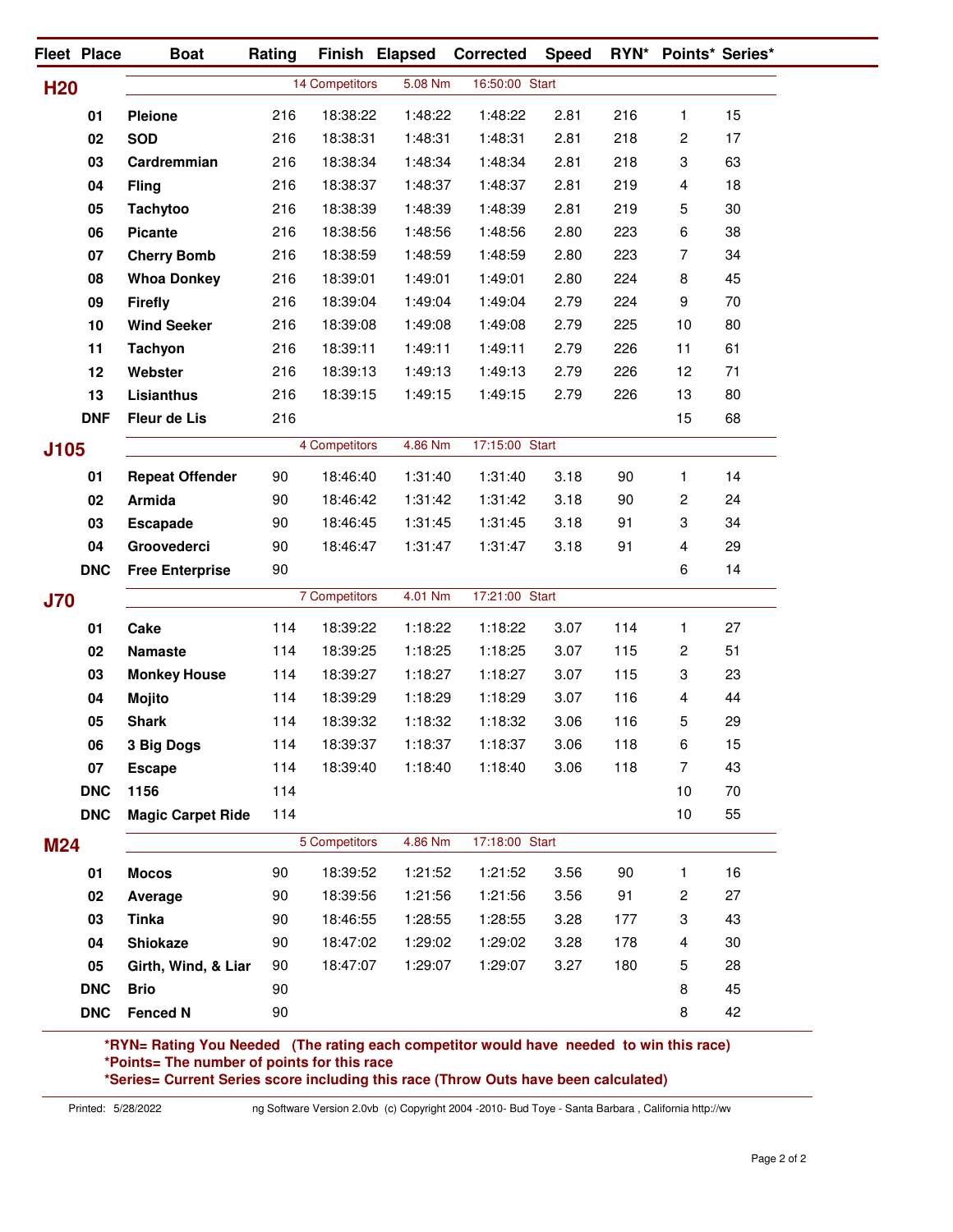| Fleet | Place | Boat | Rating | Finish | Elapsed | Corrected | Speed | RYN* | Points* | Series* |
|---|---|---|---|---|---|---|---|---|---|---|
| **H20** | | | | 14 Competitors | 5.08 Nm | 16:50:00 Start | | | | |
| | 01 | **Pleione** | 216 | 18:38:22 | 1:48:22 | 1:48:22 | 2.81 | 216 | 1 | 15 |
| | 02 | **SOD** | 216 | 18:38:31 | 1:48:31 | 1:48:31 | 2.81 | 218 | 2 | 17 |
| | 03 | **Cardremmian** | 216 | 18:38:34 | 1:48:34 | 1:48:34 | 2.81 | 218 | 3 | 63 |
| | 04 | **Fling** | 216 | 18:38:37 | 1:48:37 | 1:48:37 | 2.81 | 219 | 4 | 18 |
| | 05 | **Tachytoo** | 216 | 18:38:39 | 1:48:39 | 1:48:39 | 2.81 | 219 | 5 | 30 |
| | 06 | **Picante** | 216 | 18:38:56 | 1:48:56 | 1:48:56 | 2.80 | 223 | 6 | 38 |
| | 07 | **Cherry Bomb** | 216 | 18:38:59 | 1:48:59 | 1:48:59 | 2.80 | 223 | 7 | 34 |
| | 08 | **Whoa Donkey** | 216 | 18:39:01 | 1:49:01 | 1:49:01 | 2.80 | 224 | 8 | 45 |
| | 09 | **Firefly** | 216 | 18:39:04 | 1:49:04 | 1:49:04 | 2.79 | 224 | 9 | 70 |
| | 10 | **Wind Seeker** | 216 | 18:39:08 | 1:49:08 | 1:49:08 | 2.79 | 225 | 10 | 80 |
| | 11 | **Tachyon** | 216 | 18:39:11 | 1:49:11 | 1:49:11 | 2.79 | 226 | 11 | 61 |
| | 12 | **Webster** | 216 | 18:39:13 | 1:49:13 | 1:49:13 | 2.79 | 226 | 12 | 71 |
| | 13 | **Lisianthus** | 216 | 18:39:15 | 1:49:15 | 1:49:15 | 2.79 | 226 | 13 | 80 |
| | DNF | **Fleur de Lis** | 216 | | | | | | 15 | 68 |
| **J105** | | | | 4 Competitors | 4.86 Nm | 17:15:00 Start | | | | |
| | 01 | **Repeat Offender** | 90 | 18:46:40 | 1:31:40 | 1:31:40 | 3.18 | 90 | 1 | 14 |
| | 02 | **Armida** | 90 | 18:46:42 | 1:31:42 | 1:31:42 | 3.18 | 90 | 2 | 24 |
| | 03 | **Escapade** | 90 | 18:46:45 | 1:31:45 | 1:31:45 | 3.18 | 91 | 3 | 34 |
| | 04 | **Groovederci** | 90 | 18:46:47 | 1:31:47 | 1:31:47 | 3.18 | 91 | 4 | 29 |
| | DNC | **Free Enterprise** | 90 | | | | | | 6 | 14 |
| **J70** | | | | 7 Competitors | 4.01 Nm | 17:21:00 Start | | | | |
| | 01 | **Cake** | 114 | 18:39:22 | 1:18:22 | 1:18:22 | 3.07 | 114 | 1 | 27 |
| | 02 | **Namaste** | 114 | 18:39:25 | 1:18:25 | 1:18:25 | 3.07 | 115 | 2 | 51 |
| | 03 | **Monkey House** | 114 | 18:39:27 | 1:18:27 | 1:18:27 | 3.07 | 115 | 3 | 23 |
| | 04 | **Mojito** | 114 | 18:39:29 | 1:18:29 | 1:18:29 | 3.07 | 116 | 4 | 44 |
| | 05 | **Shark** | 114 | 18:39:32 | 1:18:32 | 1:18:32 | 3.06 | 116 | 5 | 29 |
| | 06 | **3 Big Dogs** | 114 | 18:39:37 | 1:18:37 | 1:18:37 | 3.06 | 118 | 6 | 15 |
| | 07 | **Escape** | 114 | 18:39:40 | 1:18:40 | 1:18:40 | 3.06 | 118 | 7 | 43 |
| | DNC | **1156** | 114 | | | | | | 10 | 70 |
| | DNC | **Magic Carpet Ride** | 114 | | | | | | 10 | 55 |
| **M24** | | | | 5 Competitors | 4.86 Nm | 17:18:00 Start | | | | |
| | 01 | **Mocos** | 90 | 18:39:52 | 1:21:52 | 1:21:52 | 3.56 | 90 | 1 | 16 |
| | 02 | **Average** | 90 | 18:39:56 | 1:21:56 | 1:21:56 | 3.56 | 91 | 2 | 27 |
| | 03 | **Tinka** | 90 | 18:46:55 | 1:28:55 | 1:28:55 | 3.28 | 177 | 3 | 43 |
| | 04 | **Shiokaze** | 90 | 18:47:02 | 1:29:02 | 1:29:02 | 3.28 | 178 | 4 | 30 |
| | 05 | **Girth, Wind, & Liar** | 90 | 18:47:07 | 1:29:07 | 1:29:07 | 3.27 | 180 | 5 | 28 |
| | DNC | **Brio** | 90 | | | | | | 8 | 45 |
| | DNC | **Fenced N** | 90 | | | | | | 8 | 42 |

**\*RYN= Rating You Needed (The rating each competitor would have needed to win this race)**
**\*Points= The number of points for this race**
**\*Series= Current Series score including this race (Throw Outs have been calculated)**

Printed: 5/28/2022 ng Software Version 2.0vb (c) Copyright 2004 -2010- Bud Toye - Santa Barbara , California http://wv